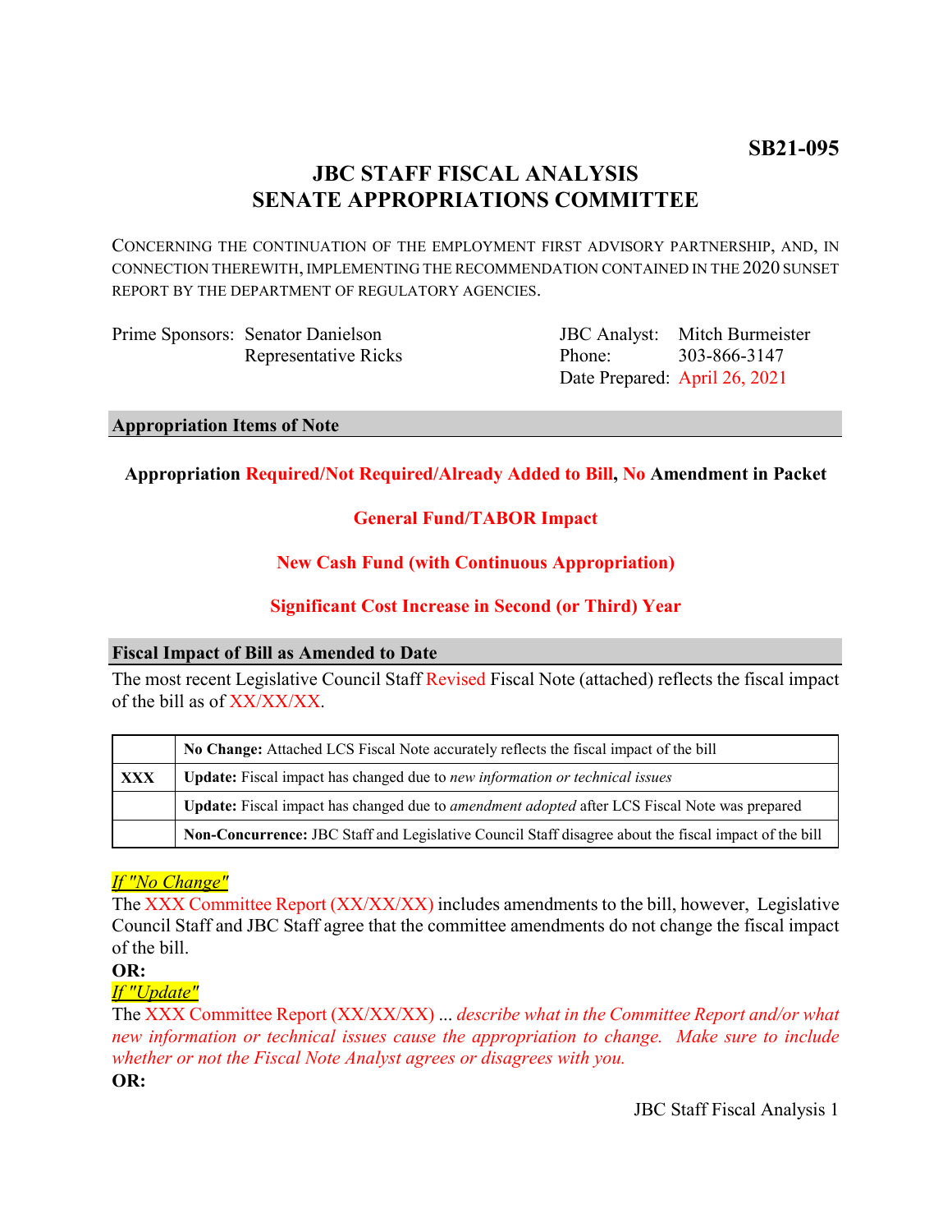**SB21-095**

# JBC STAFF FISCAL ANALYSIS
# SENATE APPROPRIATIONS COMMITTEE

CONCERNING THE CONTINUATION OF THE EMPLOYMENT FIRST ADVISORY PARTNERSHIP, AND, IN CONNECTION THEREWITH, IMPLEMENTING THE RECOMMENDATION CONTAINED IN THE 2020 SUNSET REPORT BY THE DEPARTMENT OF REGULATORY AGENCIES.

Prime Sponsors: Senator Danielson
Representative Ricks

JBC Analyst: Mitch Burmeister
Phone: 303-866-3147
Date Prepared: April 26, 2021

## Appropriation Items of Note

**Appropriation Required/Not Required/Already Added to Bill, No Amendment in Packet**

**General Fund/TABOR Impact**

**New Cash Fund (with Continuous Appropriation)**

**Significant Cost Increase in Second (or Third) Year**

## Fiscal Impact of Bill as Amended to Date

The most recent Legislative Council Staff Revised Fiscal Note (attached) reflects the fiscal impact of the bill as of XX/XX/XX.

| | |
|---|---|
| | **No Change:** Attached LCS Fiscal Note accurately reflects the fiscal impact of the bill |
| **XXX** | **Update:** Fiscal impact has changed due to *new information or technical issues* |
| | **Update:** Fiscal impact has changed due to *amendment adopted* after LCS Fiscal Note was prepared |
| | **Non-Concurrence:** JBC Staff and Legislative Council Staff disagree about the fiscal impact of the bill |

*If "No Change"*

The XXX Committee Report (XX/XX/XX) includes amendments to the bill, however, Legislative Council Staff and JBC Staff agree that the committee amendments do not change the fiscal impact of the bill.

**OR:**

*If "Update"*

The XXX Committee Report (XX/XX/XX) ... *describe what in the Committee Report and/or what new information or technical issues cause the appropriation to change. Make sure to include whether or not the Fiscal Note Analyst agrees or disagrees with you.*

**OR:**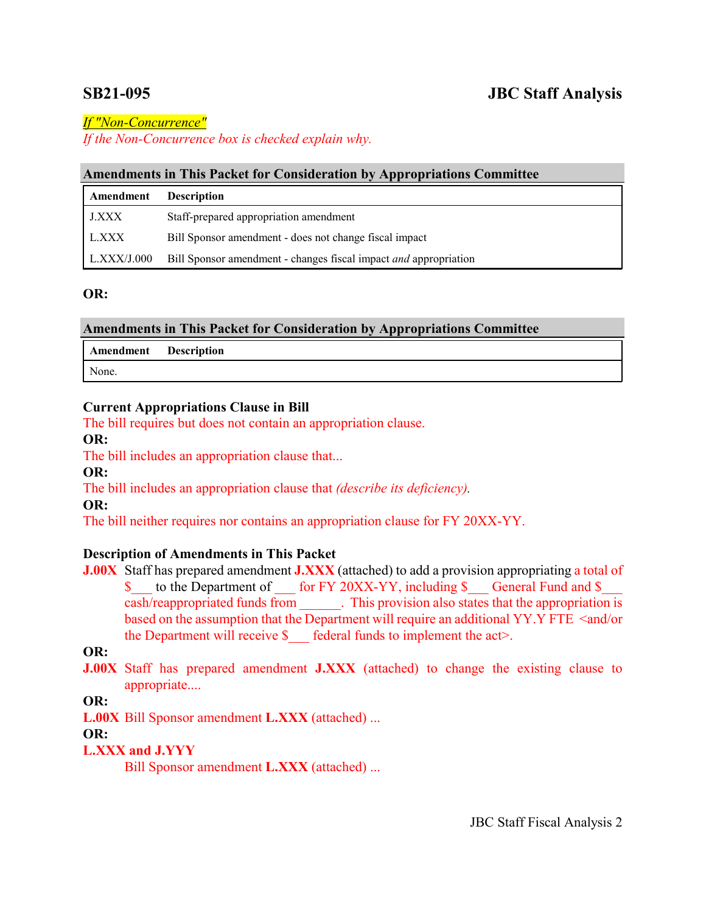| **SB21-095** | **JBC Staff Analysis** |
|---|---|

*If "Non-Concurrence"*
*If the Non-Concurrence box is checked explain why.*

**Amendments in This Packet for Consideration by Appropriations Committee**

| Amendment | Description |
|---|---|
| J.XXX | Staff-prepared appropriation amendment |
| L.XXX | Bill Sponsor amendment - does not change fiscal impact |
| L.XXX/J.000 | Bill Sponsor amendment - changes fiscal impact *and* appropriation |

**OR:**

**Amendments in This Packet for Consideration by Appropriations Committee**

| Amendment | Description |
|---|---|
| None. | |

**Current Appropriations Clause in Bill**

The bill requires but does not contain an appropriation clause.

**OR:**

The bill includes an appropriation clause that...

**OR:**

The bill includes an appropriation clause that *(describe its deficiency).*

**OR:**

The bill neither requires nor contains an appropriation clause for FY 20XX-YY.

**Description of Amendments in This Packet**

**J.00X** Staff has prepared amendment **J.XXX** (attached) to add a provision appropriating a total of $___ to the Department of ___ for FY 20XX-YY, including $___ General Fund and $___ cash/reappropriated funds from ______. This provision also states that the appropriation is based on the assumption that the Department will require an additional YY.Y FTE <and/or the Department will receive $___ federal funds to implement the act>.

**OR:**

**J.00X** Staff has prepared amendment **J.XXX** (attached) to change the existing clause to appropriate....

**OR:**

**L.00X** Bill Sponsor amendment **L.XXX** (attached) ...

**OR:**

**L.XXX and J.YYY**
Bill Sponsor amendment **L.XXX** (attached) ...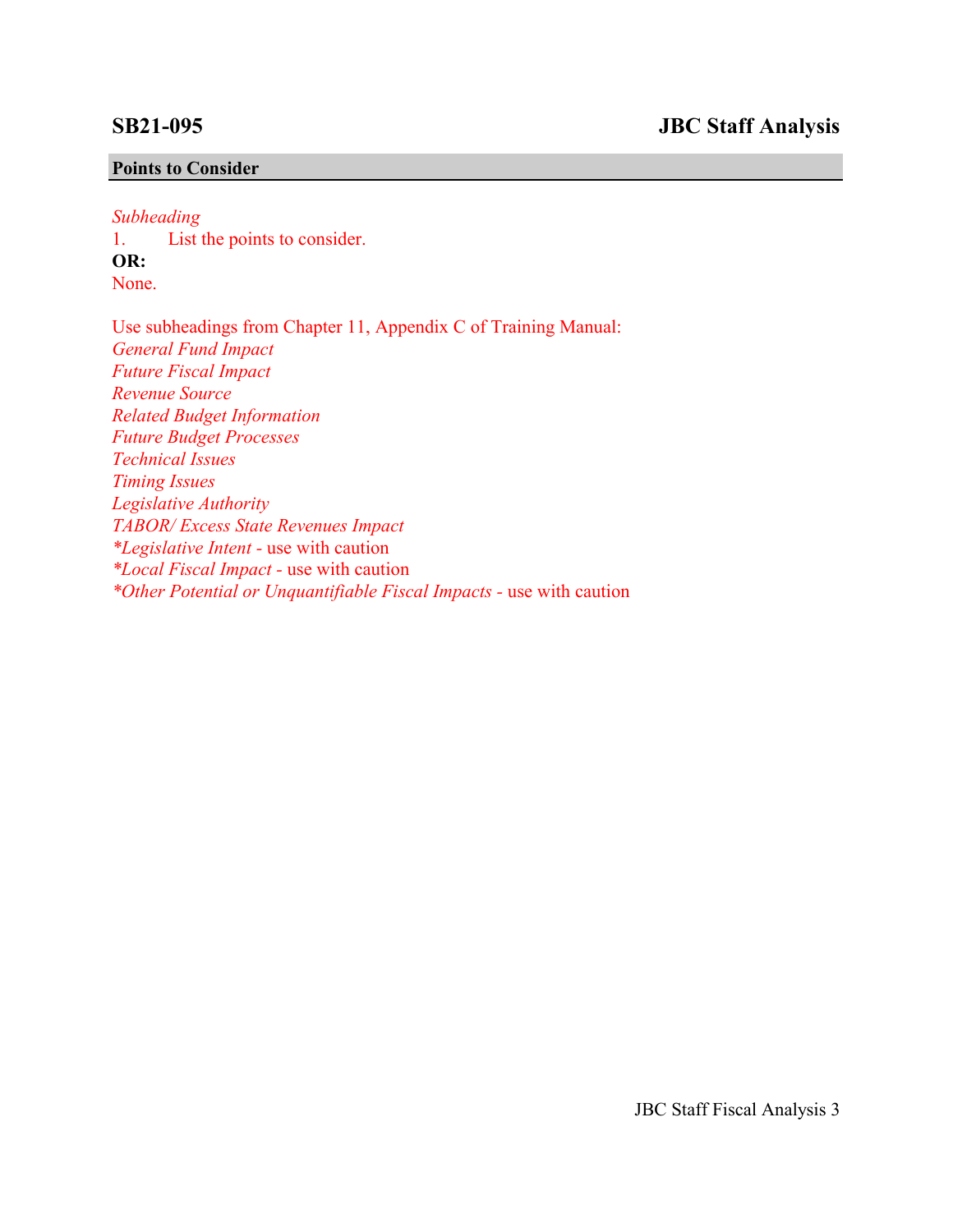**Points to Consider**

*Subheading*

1. List the points to consider.

**OR:**

None.

Use subheadings from Chapter 11, Appendix C of Training Manual:

*General Fund Impact*
*Future Fiscal Impact*
*Revenue Source*
*Related Budget Information*
*Future Budget Processes*
*Technical Issues*
*Timing Issues*
*Legislative Authority*
*TABOR/ Excess State Revenues Impact*
*\*Legislative Intent* - use with caution
*\*Local Fiscal Impact* - use with caution
*\*Other Potential or Unquantifiable Fiscal Impacts* - use with caution